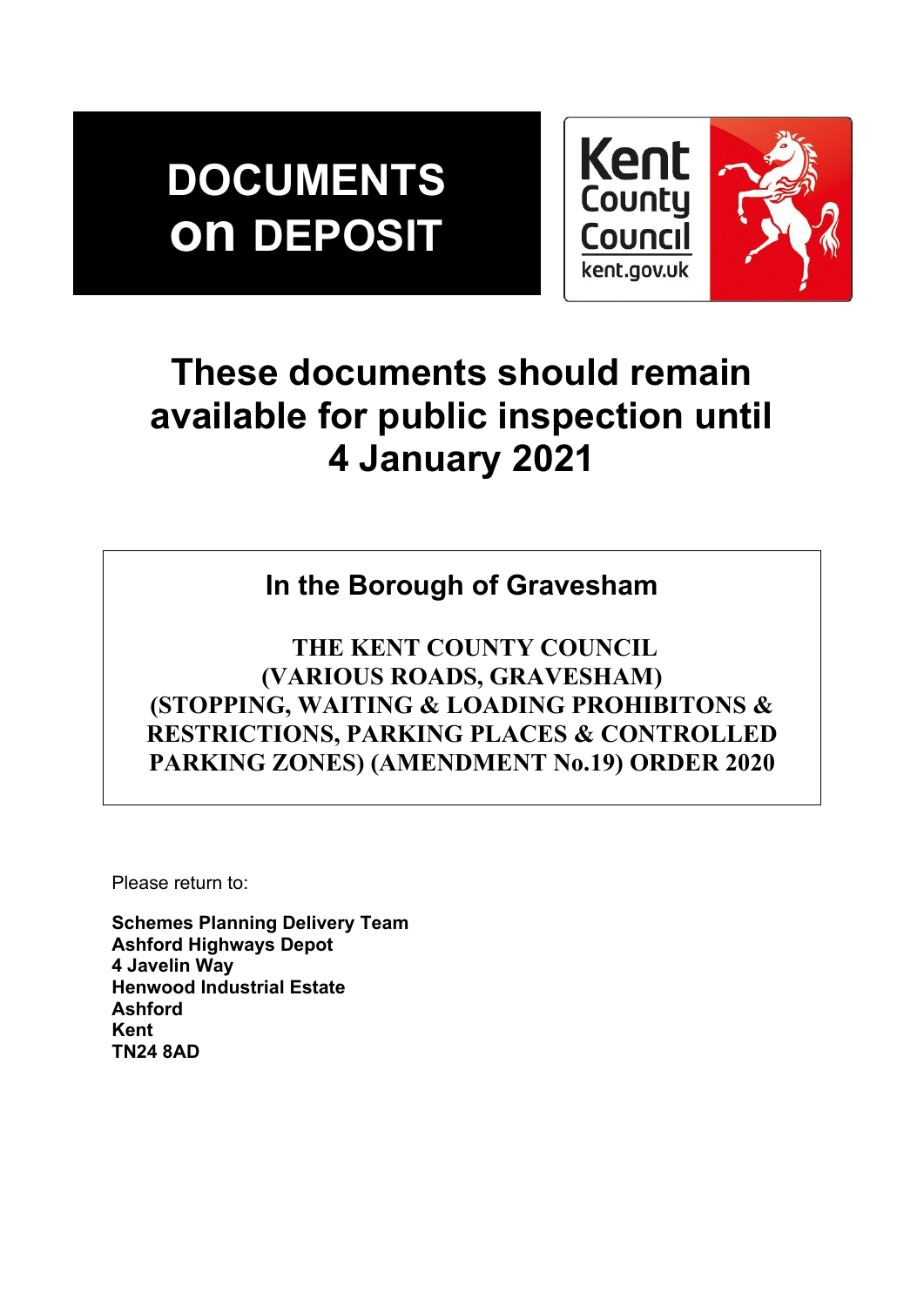# DOCUMENTS on DEPOSIT

Kent County Council
kent.gov.uk

## These documents should remain available for public inspection until 4 January 2021

### In the Borough of Gravesham

**THE KENT COUNTY COUNCIL (VARIOUS ROADS, GRAVESHAM) (STOPPING, WAITING & LOADING PROHIBITONS & RESTRICTIONS, PARKING PLACES & CONTROLLED PARKING ZONES) (AMENDMENT No.19) ORDER 2020**

Please return to:

**Schemes Planning Delivery Team**
**Ashford Highways Depot**
**4 Javelin Way**
**Henwood Industrial Estate**
**Ashford**
**Kent**
**TN24 8AD**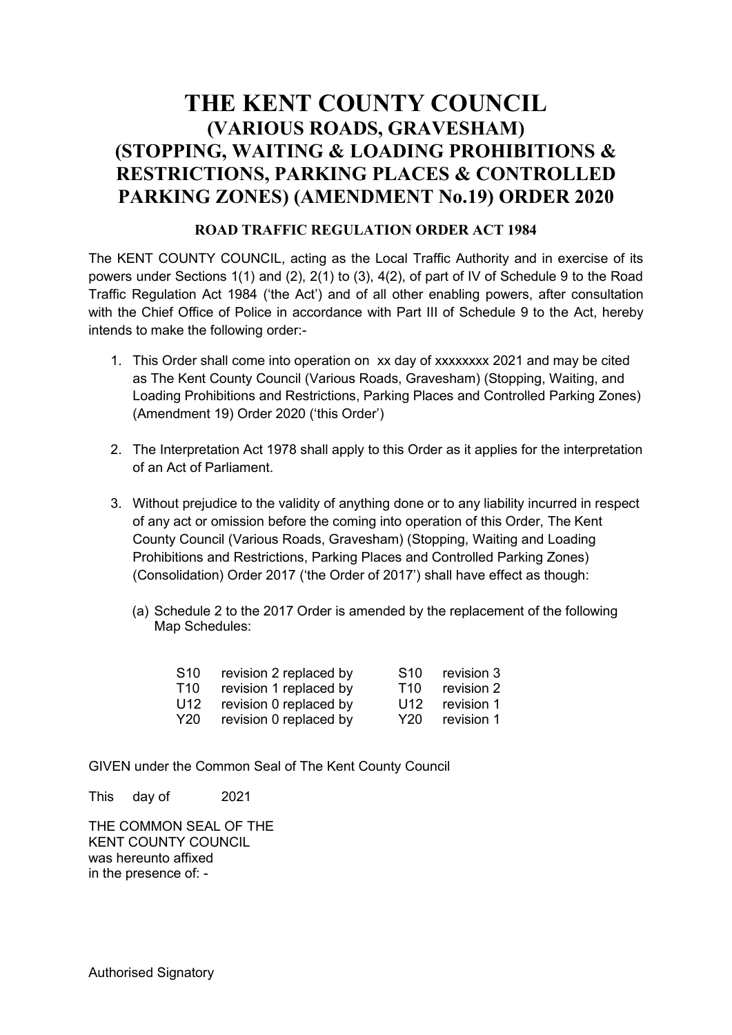# THE KENT COUNTY COUNCIL
## (VARIOUS ROADS, GRAVESHAM)
## (STOPPING, WAITING & LOADING PROHIBITIONS & RESTRICTIONS, PARKING PLACES & CONTROLLED PARKING ZONES) (AMENDMENT No.19) ORDER 2020

**ROAD TRAFFIC REGULATION ORDER ACT 1984**

The KENT COUNTY COUNCIL, acting as the Local Traffic Authority and in exercise of its powers under Sections 1(1) and (2), 2(1) to (3), 4(2), of part of IV of Schedule 9 to the Road Traffic Regulation Act 1984 ('the Act') and of all other enabling powers, after consultation with the Chief Office of Police in accordance with Part III of Schedule 9 to the Act, hereby intends to make the following order:-

1. This Order shall come into operation on xx day of xxxxxxxx 2021 and may be cited as The Kent County Council (Various Roads, Gravesham) (Stopping, Waiting, and Loading Prohibitions and Restrictions, Parking Places and Controlled Parking Zones) (Amendment 19) Order 2020 ('this Order')

2. The Interpretation Act 1978 shall apply to this Order as it applies for the interpretation of an Act of Parliament.

3. Without prejudice to the validity of anything done or to any liability incurred in respect of any act or omission before the coming into operation of this Order, The Kent County Council (Various Roads, Gravesham) (Stopping, Waiting and Loading Prohibitions and Restrictions, Parking Places and Controlled Parking Zones) (Consolidation) Order 2017 ('the Order of 2017') shall have effect as though:

   (a) Schedule 2 to the 2017 Order is amended by the replacement of the following Map Schedules:

| | | | |
|---|---|---|---|
| S10 | revision 2 replaced by | S10 | revision 3 |
| T10 | revision 1 replaced by | T10 | revision 2 |
| U12 | revision 0 replaced by | U12 | revision 1 |
| Y20 | revision 0 replaced by | Y20 | revision 1 |

GIVEN under the Common Seal of The Kent County Council

This day of 2021

THE COMMON SEAL OF THE
KENT COUNTY COUNCIL
was hereunto affixed
in the presence of: -

Authorised Signatory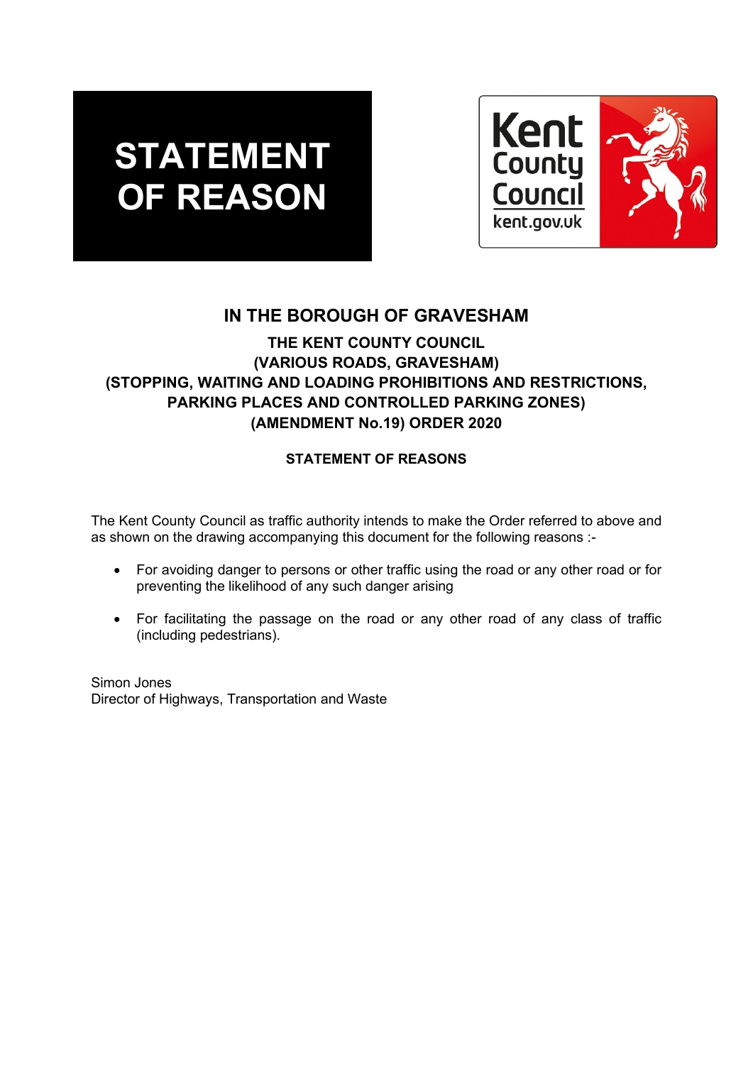# STATEMENT OF REASON

Kent County Council
kent.gov.uk

## IN THE BOROUGH OF GRAVESHAM

### THE KENT COUNTY COUNCIL (VARIOUS ROADS, GRAVESHAM) (STOPPING, WAITING AND LOADING PROHIBITIONS AND RESTRICTIONS, PARKING PLACES AND CONTROLLED PARKING ZONES) (AMENDMENT No.19) ORDER 2020

**STATEMENT OF REASONS**

The Kent County Council as traffic authority intends to make the Order referred to above and as shown on the drawing accompanying this document for the following reasons :-

- For avoiding danger to persons or other traffic using the road or any other road or for preventing the likelihood of any such danger arising
- For facilitating the passage on the road or any other road of any class of traffic (including pedestrians).

Simon Jones
Director of Highways, Transportation and Waste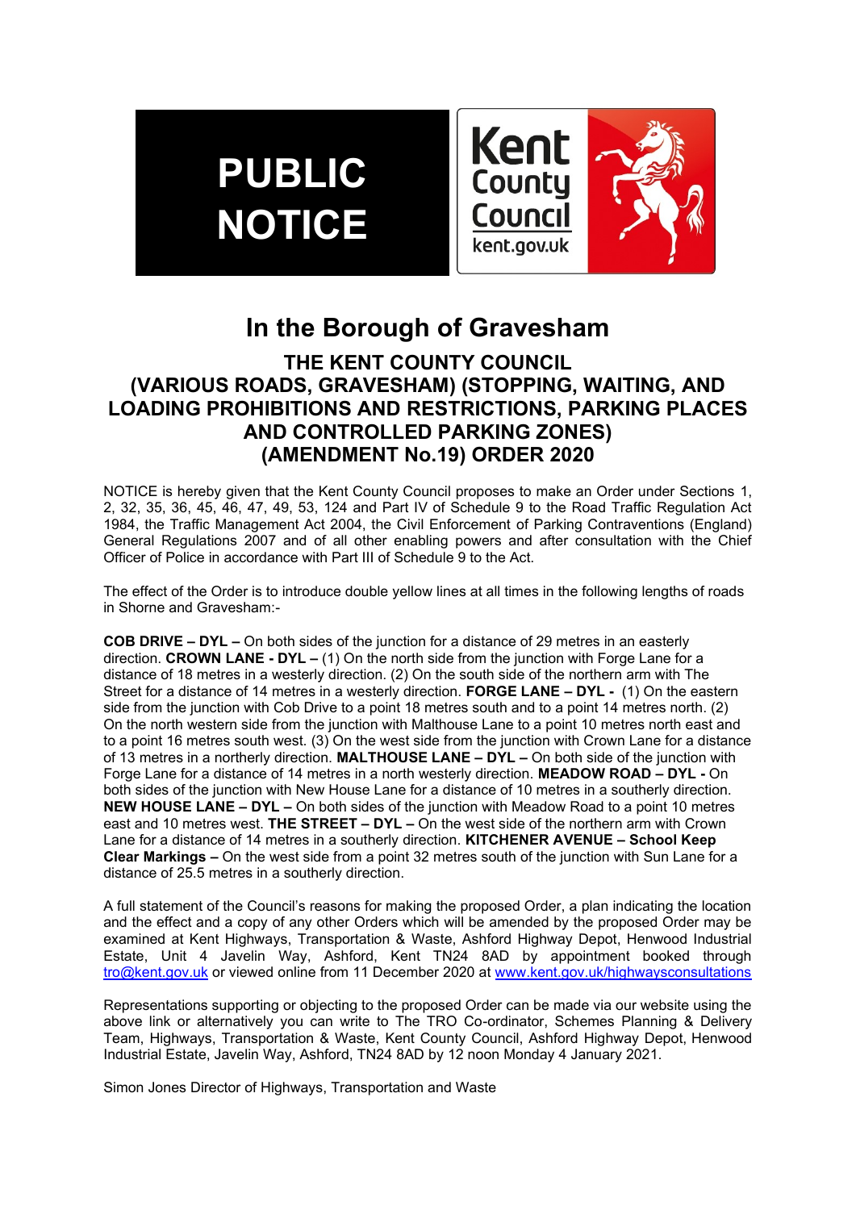# PUBLIC NOTICE

Kent County Council
kent.gov.uk

## In the Borough of Gravesham

### THE KENT COUNTY COUNCIL (VARIOUS ROADS, GRAVESHAM) (STOPPING, WAITING, AND LOADING PROHIBITIONS AND RESTRICTIONS, PARKING PLACES AND CONTROLLED PARKING ZONES) (AMENDMENT No.19) ORDER 2020

NOTICE is hereby given that the Kent County Council proposes to make an Order under Sections 1, 2, 32, 35, 36, 45, 46, 47, 49, 53, 124 and Part IV of Schedule 9 to the Road Traffic Regulation Act 1984, the Traffic Management Act 2004, the Civil Enforcement of Parking Contraventions (England) General Regulations 2007 and of all other enabling powers and after consultation with the Chief Officer of Police in accordance with Part III of Schedule 9 to the Act.

The effect of the Order is to introduce double yellow lines at all times in the following lengths of roads in Shorne and Gravesham:-

**COB DRIVE – DYL –** On both sides of the junction for a distance of 29 metres in an easterly direction. **CROWN LANE - DYL –** (1) On the north side from the junction with Forge Lane for a distance of 18 metres in a westerly direction. (2) On the south side of the northern arm with The Street for a distance of 14 metres in a westerly direction. **FORGE LANE – DYL -** (1) On the eastern side from the junction with Cob Drive to a point 18 metres south and to a point 14 metres north. (2) On the north western side from the junction with Malthouse Lane to a point 10 metres north east and to a point 16 metres south west. (3) On the west side from the junction with Crown Lane for a distance of 13 metres in a northerly direction. **MALTHOUSE LANE – DYL –** On both side of the junction with Forge Lane for a distance of 14 metres in a north westerly direction. **MEADOW ROAD – DYL -** On both sides of the junction with New House Lane for a distance of 10 metres in a southerly direction. **NEW HOUSE LANE – DYL –** On both sides of the junction with Meadow Road to a point 10 metres east and 10 metres west. **THE STREET – DYL –** On the west side of the northern arm with Crown Lane for a distance of 14 metres in a southerly direction. **KITCHENER AVENUE – School Keep Clear Markings –** On the west side from a point 32 metres south of the junction with Sun Lane for a distance of 25.5 metres in a southerly direction.

A full statement of the Council's reasons for making the proposed Order, a plan indicating the location and the effect and a copy of any other Orders which will be amended by the proposed Order may be examined at Kent Highways, Transportation & Waste, Ashford Highway Depot, Henwood Industrial Estate, Unit 4 Javelin Way, Ashford, Kent TN24 8AD by appointment booked through tro@kent.gov.uk or viewed online from 11 December 2020 at www.kent.gov.uk/highwaysconsultations

Representations supporting or objecting to the proposed Order can be made via our website using the above link or alternatively you can write to The TRO Co-ordinator, Schemes Planning & Delivery Team, Highways, Transportation & Waste, Kent County Council, Ashford Highway Depot, Henwood Industrial Estate, Javelin Way, Ashford, TN24 8AD by 12 noon Monday 4 January 2021.

Simon Jones Director of Highways, Transportation and Waste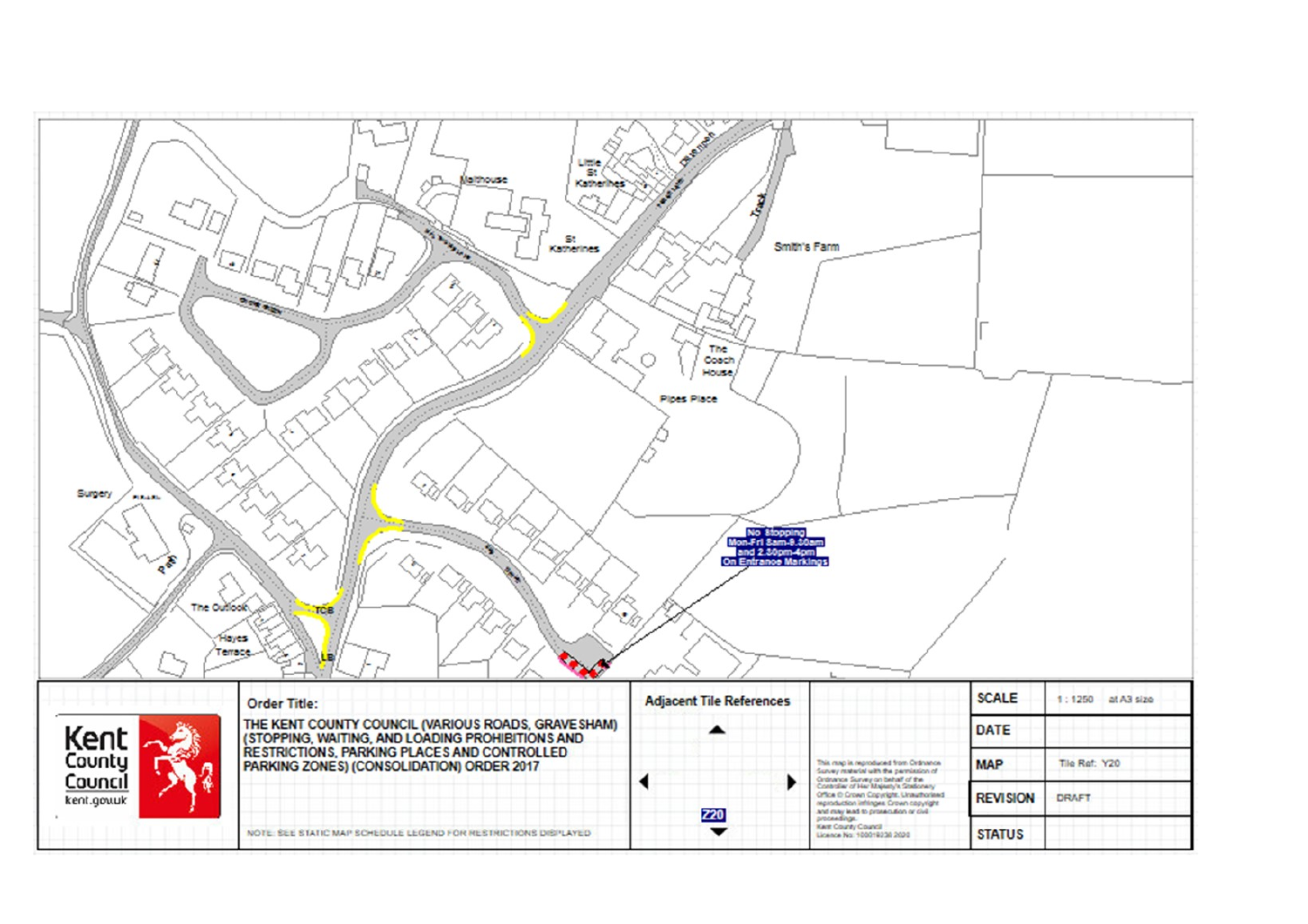Malthouse

Little St Katherines

St Katherines

Smith's Farm

The Coach House

Pipes Place

Surgery

Path

The Outlook

Hayes Terrace

Track

TCB

LB

**No Stopping Mon-Fri 8am-9.30am and 2.30pm-4pm On Entrance Markings**

**Order Title:**

THE KENT COUNTY COUNCIL (VARIOUS ROADS, GRAVESHAM) (STOPPING, WAITING, AND LOADING PROHIBITIONS AND RESTRICTIONS, PARKING PLACES AND CONTROLLED PARKING ZONES) (CONSOLIDATION) ORDER 2017

NOTE: SEE STATIC MAP SCHEDULE LEGEND FOR RESTRICTIONS DISPLAYED

**Adjacent Tile References**

Z20

This map is reproduced from Ordnance Survey material with the permission of Ordnance Survey on behalf of the Controller of Her Majesty's Stationery Office © Crown Copyright. Unauthorised reproduction infringes Crown copyright and may lead to prosecution or civil proceedings. Kent County Council Licence No. 100019238 2020

| | |
|---|---|
| SCALE | 1 : 1250 at A3 size |
| DATE | |
| MAP | Tile Ref: Y20 |
| REVISION | DRAFT |
| STATUS | |

Kent County Council

kent.gov.uk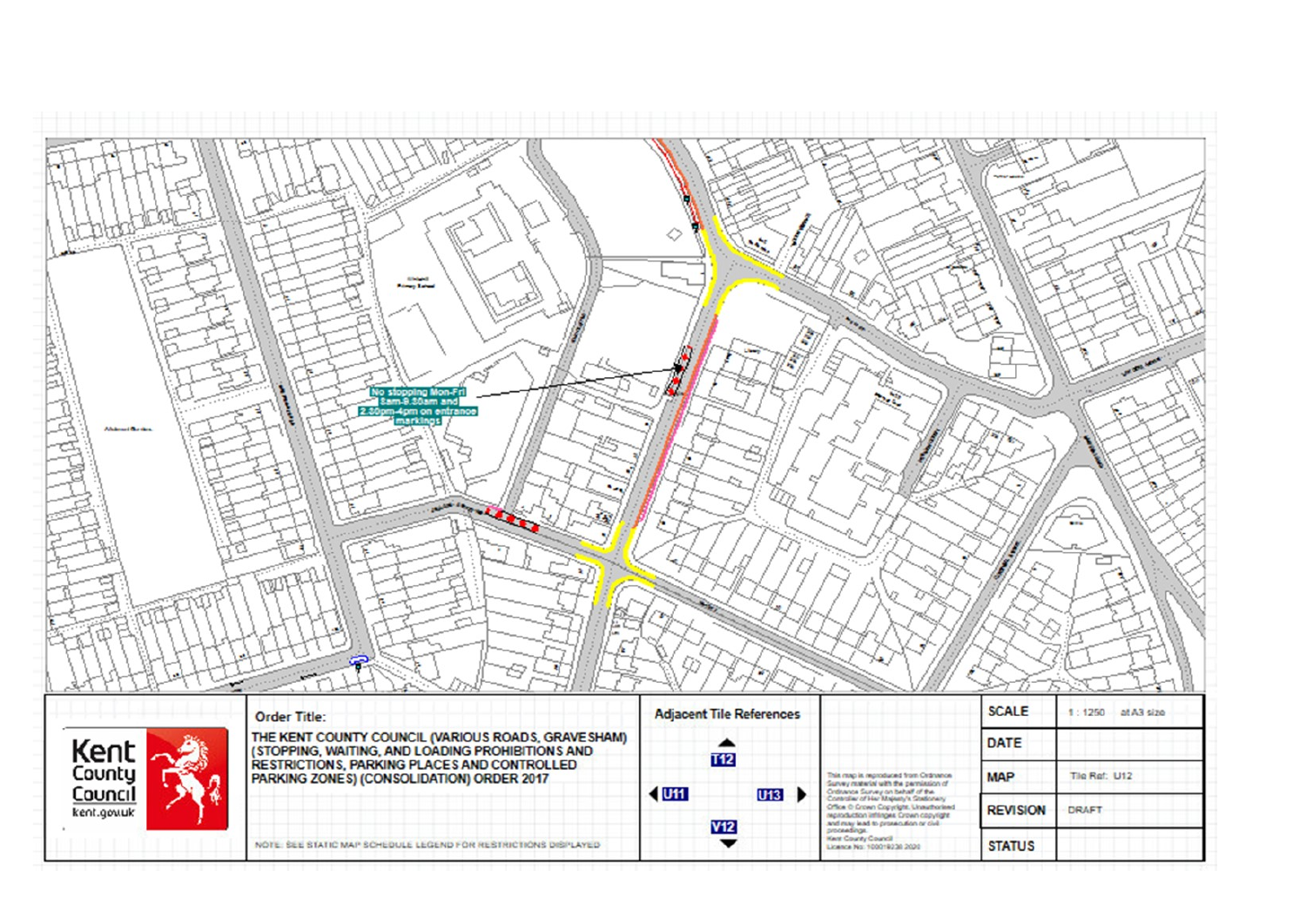No stopping Mon-Fri 8am-9.30am and 2.30pm-4pm on entrance markings

**Order Title:**

THE KENT COUNTY COUNCIL (VARIOUS ROADS, GRAVESHAM) (STOPPING, WAITING, AND LOADING PROHIBITIONS AND RESTRICTIONS, PARKING PLACES AND CONTROLLED PARKING ZONES) (CONSOLIDATION) ORDER 2017

NOTE: SEE STATIC MAP SCHEDULE LEGEND FOR RESTRICTIONS DISPLAYED

**Adjacent Tile References**

T12

U11 U13

V12

This map is reproduced from Ordnance Survey material with the permission of Ordnance Survey on behalf of the Controller of Her Majesty's Stationery Office © Crown Copyright. Unauthorised reproduction infringes Crown copyright and may lead to prosecution or civil proceedings. Kent County Council Licence No: 100019238 2020

| | |
|---|---|
| SCALE | 1 : 1250 at A3 size |
| DATE | |
| MAP | Tile Ref: U12 |
| REVISION | DRAFT |
| STATUS | |

Kent County Council kent.gov.uk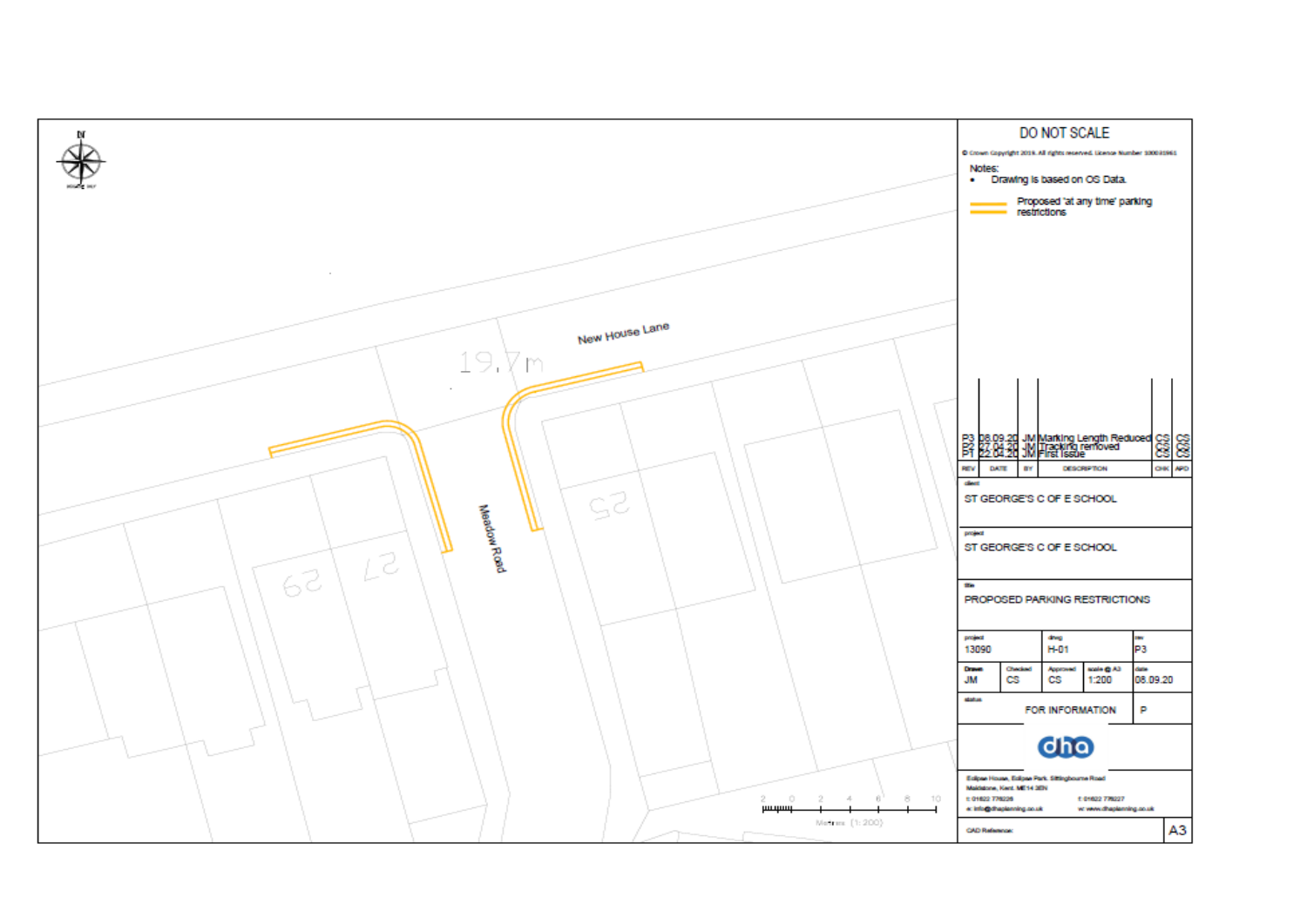N

New House Lane

19.7m

Meadow Road

25

29

27

2 0 2 4 6 8 10

Metres (1:200)

DO NOT SCALE

© Crown Copyright 2019. All rights reserved. Licence Number 100031961

Notes:

- Drawing is based on OS Data.

Proposed 'at any time' parking restrictions

| REV | DATE | BY | DESCRIPTION | CHK | APD |
|---|---|---|---|---|---|
| P3 | 08.09.20 | JM | Marking Length Reduced | CS | CS |
| P2 | 27.04.20 | JM | Tracking removed | CS | CS |
| P1 | 22.04.20 | JM | First Issue | CS | CS |

client

ST GEORGE'S C OF E SCHOOL

project

ST GEORGE'S C OF E SCHOOL

title

PROPOSED PARKING RESTRICTIONS

| project | dwg | rev |
|---|---|---|
| 13090 | H-01 | P3 |

| Drawn | Checked | Approved | scale @ A3 | date |
|---|---|---|---|---|
| JM | CS | CS | 1:200 | 08.09.20 |

status

FOR INFORMATION P

dha

Eclipse House, Eclipse Park, Sittingbourne Road
Maidstone, Kent. ME14 3EN
t: 01622 776226 f: 01622 776227
e: info@dhaplanning.co.uk w: www.dhaplanning.co.uk

CAD Reference:

A3